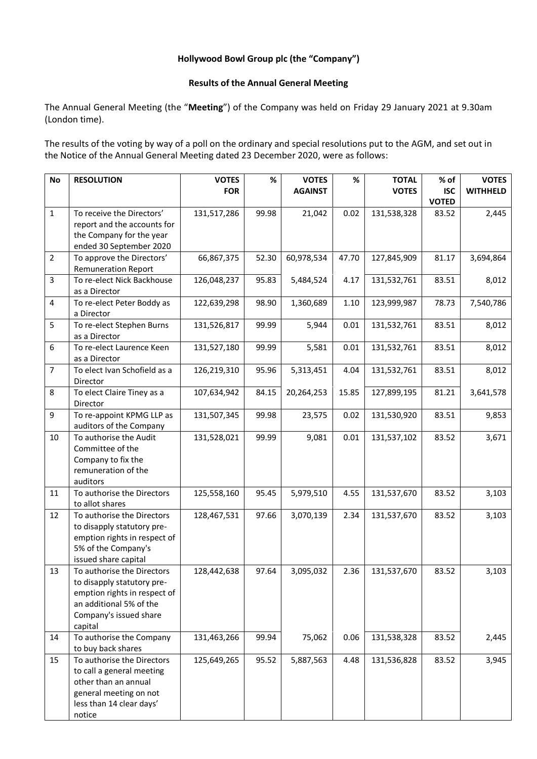**Hollywood Bowl Group plc (the "Company")**

**Results of the Annual General Meeting**

The Annual General Meeting (the "**Meeting**") of the Company was held on Friday 29 January 2021 at 9.30am (London time).

The results of the voting by way of a poll on the ordinary and special resolutions put to the AGM, and set out in the Notice of the Annual General Meeting dated 23 December 2020, were as follows:

| No | RESOLUTION | VOTES FOR | % | VOTES AGAINST | % | TOTAL VOTES | % of ISC VOTED | VOTES WITHHELD |
|---|---|---|---|---|---|---|---|---|
| 1 | To receive the Directors' report and the accounts for the Company for the year ended 30 September 2020 | 131,517,286 | 99.98 | 21,042 | 0.02 | 131,538,328 | 83.52 | 2,445 |
| 2 | To approve the Directors' Remuneration Report | 66,867,375 | 52.30 | 60,978,534 | 47.70 | 127,845,909 | 81.17 | 3,694,864 |
| 3 | To re-elect Nick Backhouse as a Director | 126,048,237 | 95.83 | 5,484,524 | 4.17 | 131,532,761 | 83.51 | 8,012 |
| 4 | To re-elect Peter Boddy as a Director | 122,639,298 | 98.90 | 1,360,689 | 1.10 | 123,999,987 | 78.73 | 7,540,786 |
| 5 | To re-elect Stephen Burns as a Director | 131,526,817 | 99.99 | 5,944 | 0.01 | 131,532,761 | 83.51 | 8,012 |
| 6 | To re-elect Laurence Keen as a Director | 131,527,180 | 99.99 | 5,581 | 0.01 | 131,532,761 | 83.51 | 8,012 |
| 7 | To elect Ivan Schofield as a Director | 126,219,310 | 95.96 | 5,313,451 | 4.04 | 131,532,761 | 83.51 | 8,012 |
| 8 | To elect Claire Tiney as a Director | 107,634,942 | 84.15 | 20,264,253 | 15.85 | 127,899,195 | 81.21 | 3,641,578 |
| 9 | To re-appoint KPMG LLP as auditors of the Company | 131,507,345 | 99.98 | 23,575 | 0.02 | 131,530,920 | 83.51 | 9,853 |
| 10 | To authorise the Audit Committee of the Company to fix the remuneration of the auditors | 131,528,021 | 99.99 | 9,081 | 0.01 | 131,537,102 | 83.52 | 3,671 |
| 11 | To authorise the Directors to allot shares | 125,558,160 | 95.45 | 5,979,510 | 4.55 | 131,537,670 | 83.52 | 3,103 |
| 12 | To authorise the Directors to disapply statutory pre-emption rights in respect of 5% of the Company's issued share capital | 128,467,531 | 97.66 | 3,070,139 | 2.34 | 131,537,670 | 83.52 | 3,103 |
| 13 | To authorise the Directors to disapply statutory pre-emption rights in respect of an additional 5% of the Company's issued share capital | 128,442,638 | 97.64 | 3,095,032 | 2.36 | 131,537,670 | 83.52 | 3,103 |
| 14 | To authorise the Company to buy back shares | 131,463,266 | 99.94 | 75,062 | 0.06 | 131,538,328 | 83.52 | 2,445 |
| 15 | To authorise the Directors to call a general meeting other than an annual general meeting on not less than 14 clear days' notice | 125,649,265 | 95.52 | 5,887,563 | 4.48 | 131,536,828 | 83.52 | 3,945 |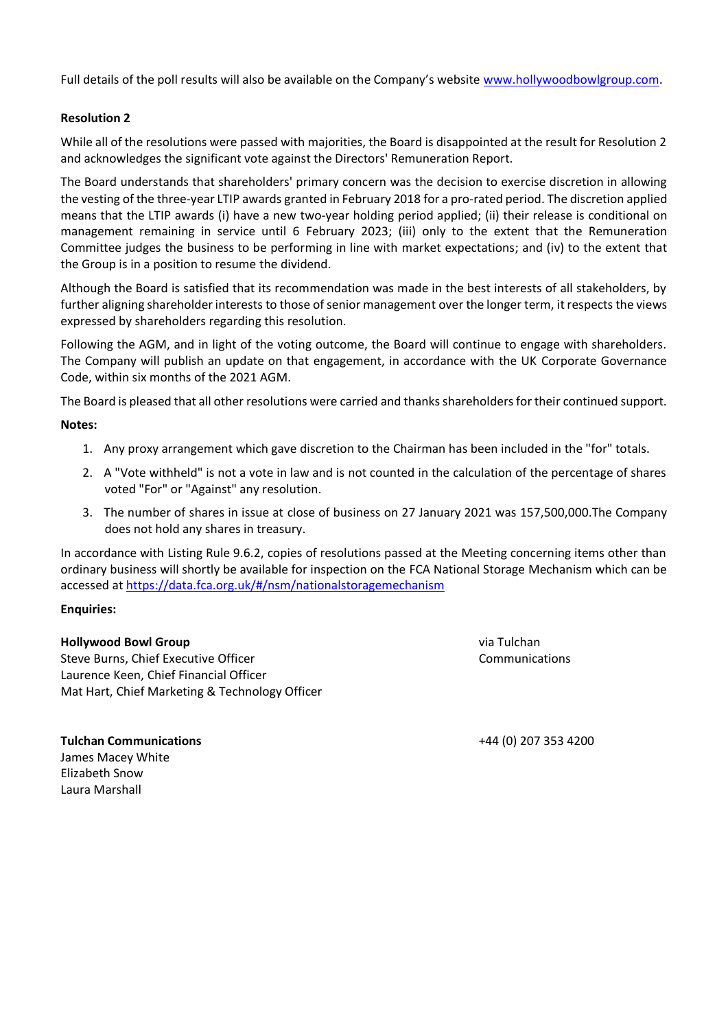Full details of the poll results will also be available on the Company's website www.hollywoodbowlgroup.com.

**Resolution 2**

While all of the resolutions were passed with majorities, the Board is disappointed at the result for Resolution 2 and acknowledges the significant vote against the Directors' Remuneration Report.

The Board understands that shareholders' primary concern was the decision to exercise discretion in allowing the vesting of the three-year LTIP awards granted in February 2018 for a pro-rated period. The discretion applied means that the LTIP awards (i) have a new two-year holding period applied; (ii) their release is conditional on management remaining in service until 6 February 2023; (iii) only to the extent that the Remuneration Committee judges the business to be performing in line with market expectations; and (iv) to the extent that the Group is in a position to resume the dividend.

Although the Board is satisfied that its recommendation was made in the best interests of all stakeholders, by further aligning shareholder interests to those of senior management over the longer term, it respects the views expressed by shareholders regarding this resolution.

Following the AGM, and in light of the voting outcome, the Board will continue to engage with shareholders. The Company will publish an update on that engagement, in accordance with the UK Corporate Governance Code, within six months of the 2021 AGM.

The Board is pleased that all other resolutions were carried and thanks shareholders for their continued support.

**Notes:**

1. Any proxy arrangement which gave discretion to the Chairman has been included in the "for" totals.
2. A "Vote withheld" is not a vote in law and is not counted in the calculation of the percentage of shares voted "For" or "Against" any resolution.
3. The number of shares in issue at close of business on 27 January 2021 was 157,500,000.The Company does not hold any shares in treasury.

In accordance with Listing Rule 9.6.2, copies of resolutions passed at the Meeting concerning items other than ordinary business will shortly be available for inspection on the FCA National Storage Mechanism which can be accessed at https://data.fca.org.uk/#/nsm/nationalstoragemechanism

**Enquiries:**

**Hollywood Bowl Group**
Steve Burns, Chief Executive Officer
Laurence Keen, Chief Financial Officer
Mat Hart, Chief Marketing & Technology Officer

via Tulchan Communications

**Tulchan Communications**
James Macey White
Elizabeth Snow
Laura Marshall

+44 (0) 207 353 4200